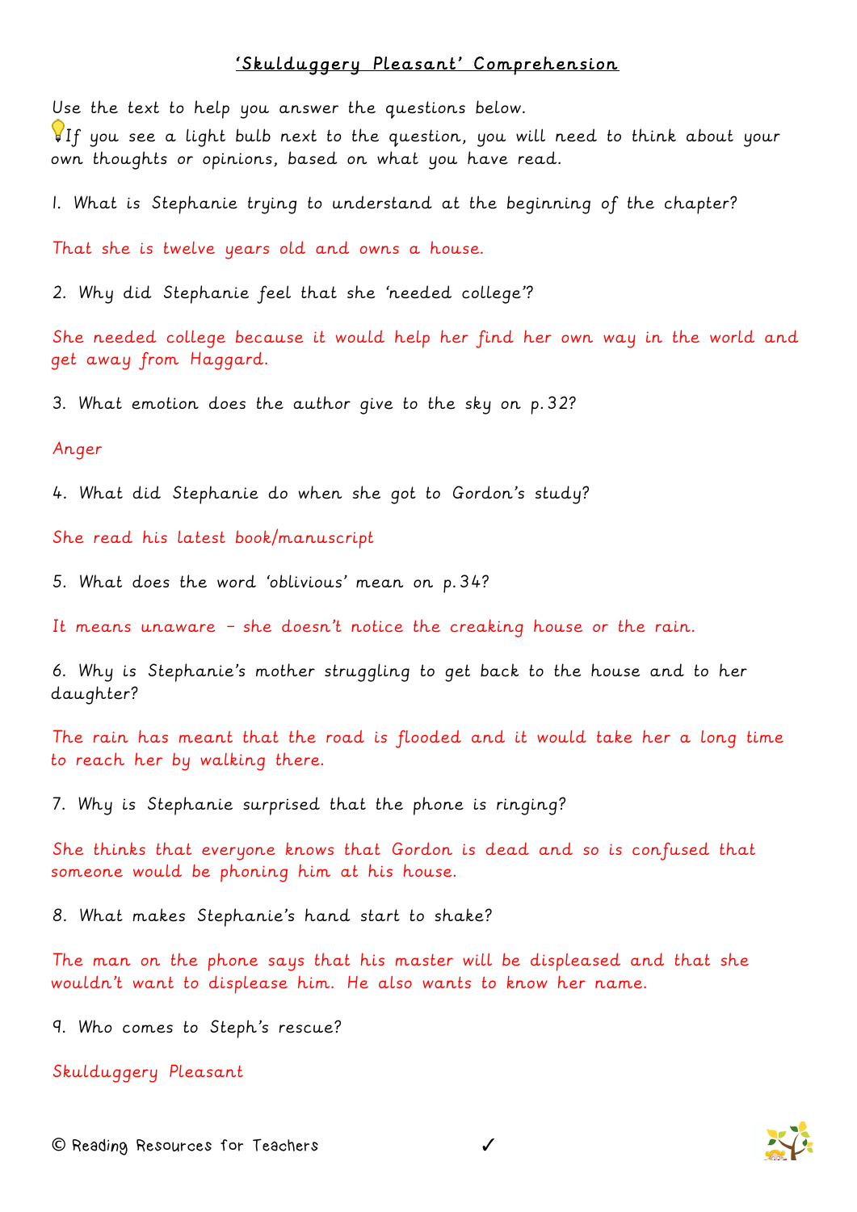# 'Skulduggery Pleasant' Comprehension

Use the text to help you answer the questions below.

💡If you see a light bulb next to the question, you will need to think about your own thoughts or opinions, based on what you have read.

1. What is Stephanie trying to understand at the beginning of the chapter?

That she is twelve years old and owns a house.

2. Why did Stephanie feel that she 'needed college'?

She needed college because it would help her find her own way in the world and get away from Haggard.

3. What emotion does the author give to the sky on p.32?

Anger

4. What did Stephanie do when she got to Gordon's study?

She read his latest book/manuscript

5. What does the word 'oblivious' mean on p.34?

It means unaware – she doesn't notice the creaking house or the rain.

6. Why is Stephanie's mother struggling to get back to the house and to her daughter?

The rain has meant that the road is flooded and it would take her a long time to reach her by walking there.

7. Why is Stephanie surprised that the phone is ringing?

She thinks that everyone knows that Gordon is dead and so is confused that someone would be phoning him at his house.

8. What makes Stephanie's hand start to shake?

The man on the phone says that his master will be displeased and that she wouldn't want to displease him. He also wants to know her name.

9. Who comes to Steph's rescue?

Skulduggery Pleasant

© Reading Resources for Teachers ✓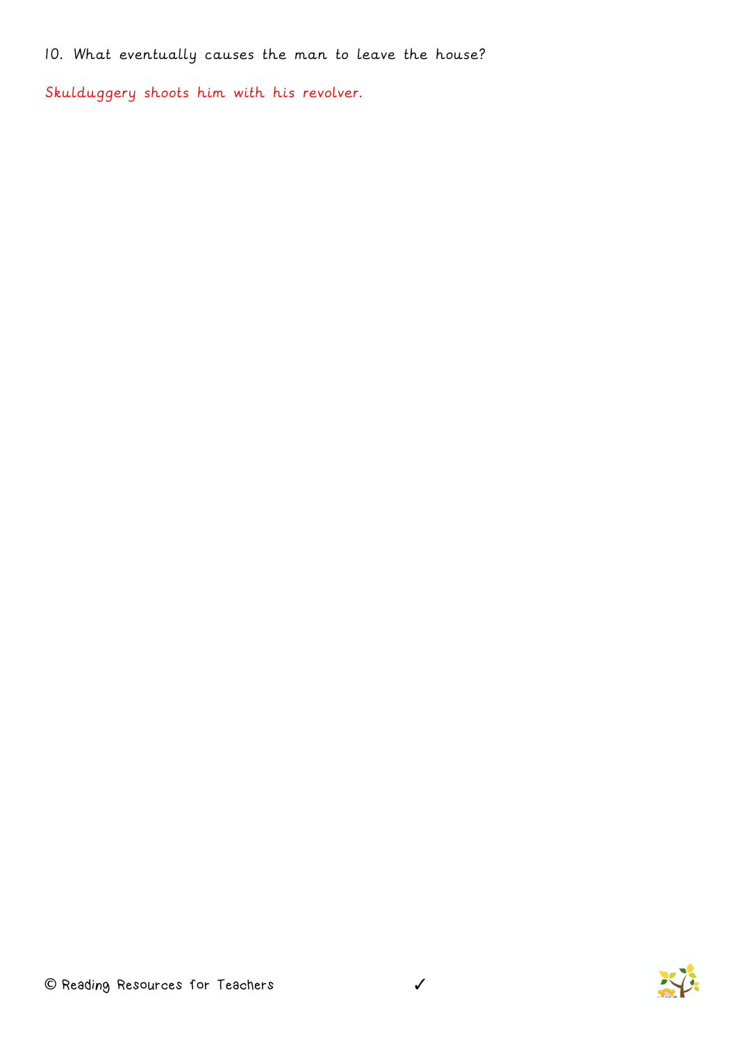10. What eventually causes the man to leave the house?

Skulduggery shoots him with his revolver.